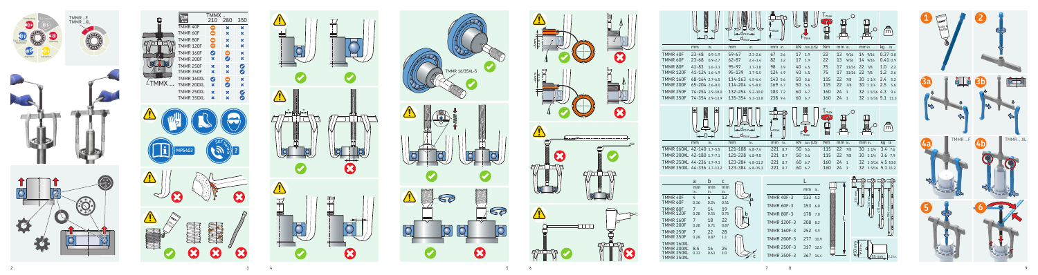TMMR ..F
TMMR ..XL

| | TMMX .. 210 | 280 | 350 |
|---|---|---|---|
| TMMR 40F | | × | × |
| TMMR 60F | | × | × |
| TMMR 80F | | × | × |
| TMMR 120F | | × | × |
| TMMR 160F | ✓ | | × |
| TMMR 200F | × | ✓ | × |
| TMMR 250F | × | × | ✓ |
| TMMR 350F | × | × | ✓ |
| TMMR 160XL | ✓ | | × |
| TMMR 200XL | × | ✓ | × |
| TMMR 250XL | × | × | ✓ |
| TMMR 350XL | × | × | ✓ |

TMMX ...

MP5403

TMMR 16/35XL-S

| | D mm | in. | $d_{max}$ mm | in. | $L_{max}$ mm | in. | $F_{max}$ kN | ton (US) | $T_{max}$ Nm | mm | in. | mm | in. | kg | lb |
|---|---|---|---|---|---|---|---|---|---|---|---|---|---|---|---|
| TMMR 40F | 23–48 | 0.9–1.9 | 59–67 | 2.3–2.6 | 67 | 2.6 | 17 | 1.9 | 22 | 13 | 9/16 | 14 | 9/16 | 0.37 | 0.8 |
| TMMR 60F | 23–68 | 0.9–2.7 | 62–87 | 2.4–3.4 | 82 | 3.2 | 17 | 1.9 | 22 | 13 | 9/16 | 14 | 9/16 | 0.41 | 0.9 |
| TMMR 80F | 41–83 | 1.6–3.3 | 95–97 | 3.7–3.8 | 98 | 3.9 | 40 | 4.5 | 75 | 17 | 11/16 | 22 | 7/8 | 1.0 | 2.2 |
| TMMR 120F | 41–124 | 1.6–4.9 | 95–139 | 3.7–5.5 | 124 | 4.9 | 40 | 4.5 | 75 | 17 | 11/16 | 22 | 7/8 | 1.2 | 2.6 |
| TMMR 160F | 68–164 | 2.7–6.5 | 114–163 | 4.5–6.4 | 143 | 5.6 | 50 | 5.6 | 115 | 22 | 7/8 | 30 | 1 1/4 | 2.4 | 5.2 |
| TMMR 200F | 65–204 | 2.6–8.0 | 114–204 | 4.5–8.0 | 169 | 6.7 | 50 | 5.6 | 115 | 22 | 7/8 | 30 | 1 1/4 | 2.5 | 5.6 |
| TMMR 250F | 74–254 | 2.9–10.0 | 132–254 | 5.2–10.0 | 183 | 7.2 | 60 | 6.7 | 160 | 24 | 1 | 32 | 1 5/16 | 4.3 | 9.4 |
| TMMR 350F | 74–354 | 2.9–13.9 | 135–354 | 5.3–13.8 | 238 | 9.4 | 60 | 6.7 | 160 | 24 | 1 | 32 | 1 5/16 | 5.1 | 11.3 |

| | D mm | in. | $d_{max}$ mm | in. | $L_{max}$ mm | in. | $F_{max}$ kN | ton (US) | $T_{max}$ Nm | mm | in. | mm | in. | kg | lb |
|---|---|---|---|---|---|---|---|---|---|---|---|---|---|---|---|
| TMMR 160XL | 42–140 | 1.7–5.5 | 121–188 | 4.8–7.4 | 221 | 8.7 | 50 | 5.6 | 115 | 22 | 7/8 | 30 | 1 1/4 | 3.4 | 7.6 |
| TMMR 200XL | 42–180 | 1.7–7.1 | 121–228 | 4.8–9.0 | 221 | 8.7 | 50 | 5.6 | 115 | 22 | 7/8 | 30 | 1 1/4 | 3.6 | 7.9 |
| TMMR 250XL | 44–236 | 1.7–9.3 | 123–284 | 4.8–11.2 | 221 | 8.7 | 60 | 6.7 | 160 | 24 | 1 | 32 | 1 5/16 | 4.5 | 10.0 |
| TMMR 350XL | 44–336 | 1.7–13.2 | 123–384 | 4.8–15.1 | 221 | 8.7 | 60 | 6.7 | 160 | 24 | 1 | 32 | 1 5/16 | 5.1 | 11.2 |

| | a mm | in. | b mm | in. | c mm | in. |
|---|---|---|---|---|---|---|
| TMMR 40F / TMMR 60F | 4 | 0.16 | 6 | 0.24 | 13 | 0.51 |
| TMMR 80F / TMMR 120F | 7 | 0.28 | 14 | 0.55 | 19 | 0.75 |
| TMMR 160F / TMMR 200F | 7 | 0.28 | 18 | 0.71 | 22 | 0.87 |
| TMMR 250F / TMMR 350F | 7 | 0.28 | 22 | 0.87 | 28 | 1.1 |
| TMMR 160XL / TMMR 200XL / TMMR 250XL / TMMR 350XL | 8.5 | 0.33 | 16 | 0.63 | 25 | 1.0 |

| | L mm | in. |
|---|---|---|
| TMMR 40F-3 | 133 | 5.2 |
| TMMR 60F-3 | 153 | 6.0 |
| TMMR 80F-3 | 178 | 7.0 |
| TMMR 120F-3 | 208 | 8.2 |
| TMMR 160F-3 | 252 | 9.9 |
| TMMR 200F-3 | 277 | 10.9 |
| TMMR 250F-3 | 317 | 12.5 |
| TMMR 350F-3 | 367 | 14.4 |

Ø8 mm 0.31 in.
55 mm 2.2 in.

1 2 3a 3b 4a TMMR ..F 4b TMMR ..XL 5 6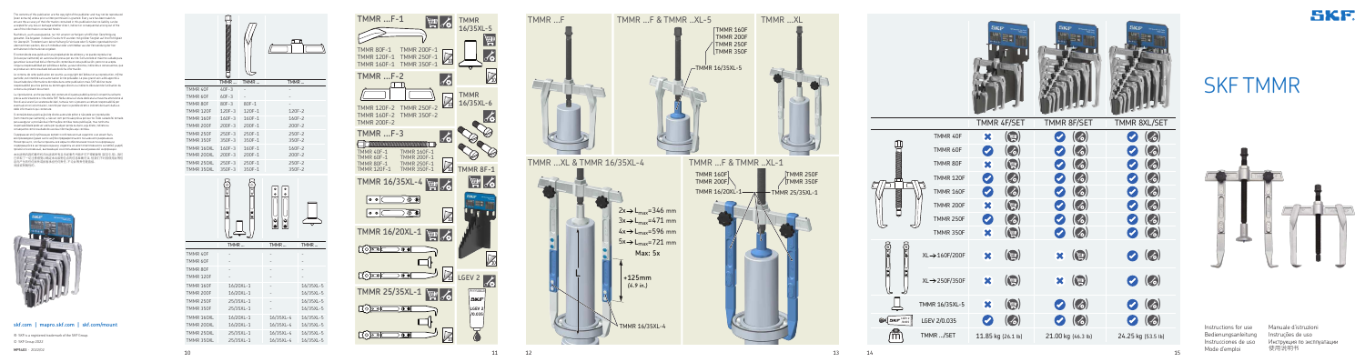The contents of this publication are the copyright of the publisher and may not be reproduced (even extracts) unless prior written permission is granted. Every care has been taken to ensure the accuracy of the information contained in this publication but no liability can be accepted for any loss or damage whether direct, indirect or consequential arising out of the use of the information contained herein.

| | TMMR ... | TMMR ... | TMMR ... |
|---|---|---|---|
| TMMR 40F | 40F-3 | – | – |
| TMMR 60F | 60F-3 | – | – |
| TMMR 80F | 80F-3 | 80F-1 | – |
| TMMR 120F | 120F-3 | 120F-1 | 120F-2 |
| TMMR 160F | 160F-3 | 160F-1 | 160F-2 |
| TMMR 200F | 200F-3 | 200F-1 | 200F-2 |
| TMMR 250F | 250F-3 | 250F-1 | 250F-2 |
| TMMR 350F | 350F-3 | 350F-1 | 350F-2 |
| TMMR 160XL | 160F-3 | 160F-1 | 160F-2 |
| TMMR 200XL | 200F-3 | 200F-1 | 200F-2 |
| TMMR 250XL | 250F-3 | 250F-1 | 250F-2 |
| TMMR 350XL | 350F-3 | 350F-1 | 350F-2 |

| | TMMR ... | TMMR ... | TMMR ... |
|---|---|---|---|
| TMMR 40F | – | – | – |
| TMMR 60F | – | – | – |
| TMMR 80F | – | – | – |
| TMMR 120F | – | – | – |
| TMMR 160F | 16/20XL-1 | – | 16/35XL-5 |
| TMMR 200F | 16/20XL-1 | – | 16/35XL-5 |
| TMMR 250F | 25/35XL-1 | – | 16/35XL-5 |
| TMMR 350F | 25/35XL-1 | – | 16/35XL-5 |
| TMMR 160XL | 16/20XL-1 | 16/35XL-4 | 16/35XL-5 |
| TMMR 200XL | 16/20XL-1 | 16/35XL-4 | 16/35XL-5 |
| TMMR 250XL | 25/35XL-1 | 16/35XL-4 | 16/35XL-5 |
| TMMR 350XL | 25/35XL-1 | 16/35XL-4 | 16/35XL-5 |

**skf.com | mapro.skf.com | skf.com/mount**

® SKF is a registered trademark of the SKF Group.

© SKF Group 2022

MP5403 · 2022/02

TMMR ...F-1

TMMR 80F-1 TMMR 200F-1
TMMR 120F-1 TMMR 250F-1
TMMR 160F-1 TMMR 350F-1

TMMR ...F-2

TMMR 120F-2 TMMR 250F-2
TMMR 160F-2 TMMR 350F-2
TMMR 200F-2

TMMR ...F-3

TMMR 40F-1 TMMR 160F-1
TMMR 60F-1 TMMR 200F-1
TMMR 80F-1 TMMR 250F-1
TMMR 120F-1 TMMR 350F-1

TMMR 16/35XL-5

TMMR 16/35XL-6

TMMR 8F-1

TMMR 16/35XL-4

TMMR 16/20XL-1

TMMR 25/35XL-1

LGEV 2

TMMR ...F

TMMR ...F & TMMR ..XL-5

TMMR ...XL

TMMR 160F
TMMR 200F
TMMR 250F
TMMR 350F

TMMR 16/35XL-5

TMMR ...XL & TMMR 16/35XL-4

$2x \rightarrow L_{max}$=346 mm
$3x \rightarrow L_{max}$=471 mm
$4x \rightarrow L_{max}$=596 mm
$5x \rightarrow L_{max}$=721 mm
Max: 5x

+125mm (4.9 in.)

TMMR 16/35XL-4

TMMR ...F & TMMR ..XL-1

TMMR 160F
TMMR 200F
TMMR 16/20XL-1

TMMR 250F
TMMR 350F
TMMR 25/35XL-1

| | TMMR 4F/SET | TMMR 8F/SET | TMMR 8XL/SET |
|---|---|---|---|
| TMMR 40F | ✗ | ✓ | ✓ |
| TMMR 60F | ✓ | ✓ | ✓ |
| TMMR 80F | ✗ | ✓ | ✓ |
| TMMR 120F | ✓ | ✓ | ✓ |
| TMMR 160F | ✓ | ✓ | ✓ |
| TMMR 200F | ✗ | ✓ | ✓ |
| TMMR 250F | ✓ | ✓ | ✓ |
| TMMR 350F | ✗ | ✓ | ✓ |
| XL → 160F/200F | ✗ | ✗ | ✓ |
| XL → 250F/350F | ✗ | ✗ | ✓ |
| TMMR 16/35XL-5 | ✗ | ✓ | ✓ |
| LGEV 2/0.035 | ✓ | ✓ | ✓ |
| TMMR .../SET | 11.85 kg (26.1 lb) | 21.00 kg (46.3 lb) | 24.25 kg (53.5 lb) |

# SKF TMMR

Instructions for use
Bedienungsanleitung
Instrucciones de uso
Mode d'emploi
Manuale d'istruzioni
Instruções de uso
Инструкция по эксплуатации
使用说明书